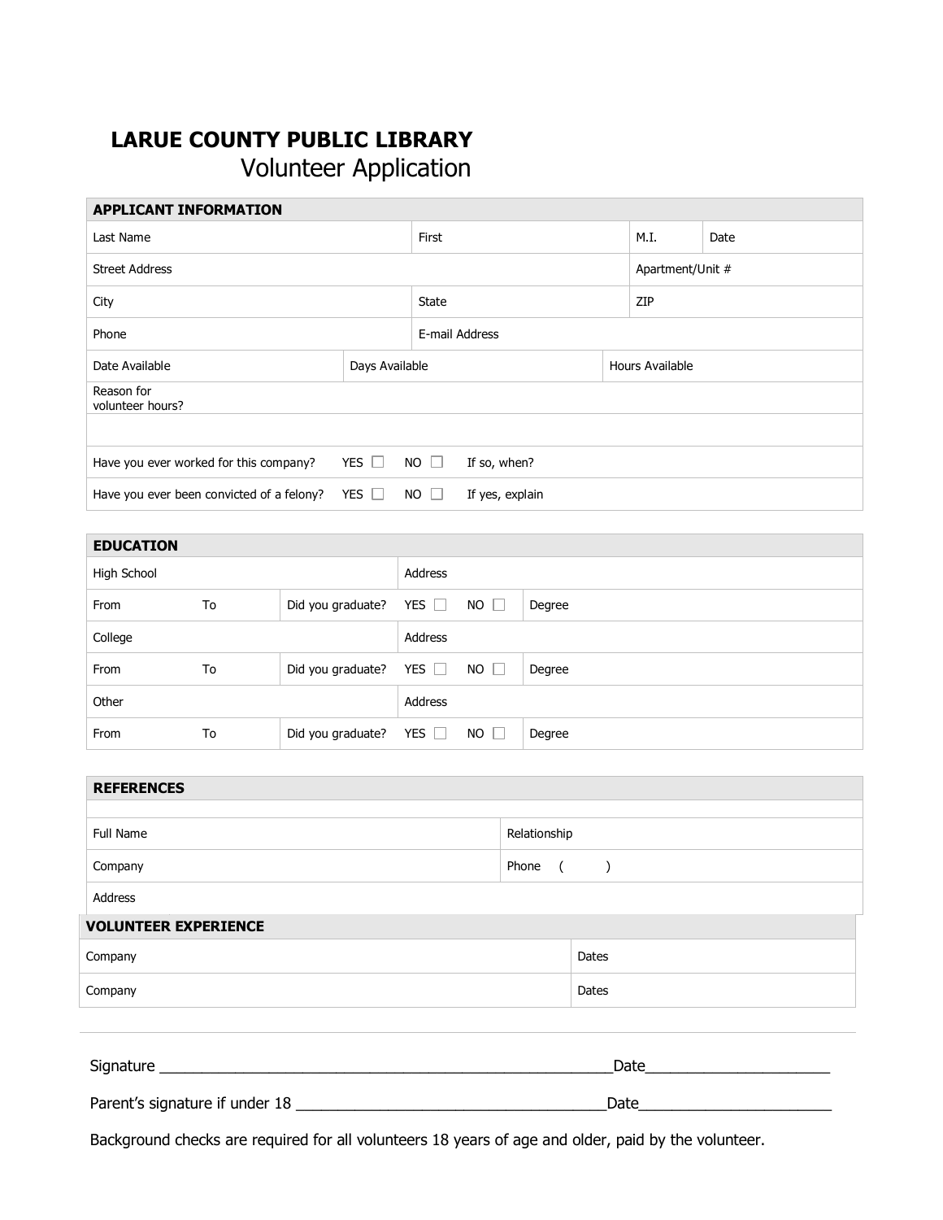# LARUE COUNTY PUBLIC LIBRARY

## Volunteer Application

| APPLICANT INFORMATION | | | |
|---|---|---|---|
| Last Name | First | M.I. | Date |
| Street Address | | Apartment/Unit # | |
| City | State | ZIP | |
| Phone | E-mail Address | | |
| Date Available | Days Available | Hours Available | |
| Reason for volunteer hours? | | | |
| | | | |
| Have you ever worked for this company? YES ☐ NO ☐ | If so, when? | | |
| Have you ever been convicted of a felony? YES ☐ NO ☐ | If yes, explain | | |

| EDUCATION | | | | |
|---|---|---|---|---|
| High School | | Address | | |
| From | To | Did you graduate? | YES ☐ NO ☐ | Degree |
| College | | Address | | |
| From | To | Did you graduate? | YES ☐ NO ☐ | Degree |
| Other | | Address | | |
| From | To | Did you graduate? | YES ☐ NO ☐ | Degree |

| REFERENCES | |
|---|---|
| | |
| Full Name | Relationship |
| Company | Phone ( ) |
| Address | |

| VOLUNTEER EXPERIENCE | |
|---|---|
| Company | Dates |
| Company | Dates |

Signature \_\_\_\_\_\_\_\_\_\_\_\_\_\_\_\_\_\_\_\_\_\_\_\_\_\_\_\_\_\_\_\_\_\_\_\_\_\_\_\_\_\_\_\_\_\_\_\_\_\_\_\_\_\_Date\_\_\_\_\_\_\_\_\_\_\_\_\_\_\_\_\_\_\_\_\_\_

Parent's signature if under 18 \_\_\_\_\_\_\_\_\_\_\_\_\_\_\_\_\_\_\_\_\_\_\_\_\_\_\_\_\_\_\_\_\_\_\_\_\_\_Date\_\_\_\_\_\_\_\_\_\_\_\_\_\_\_\_\_\_\_\_\_\_\_

Background checks are required for all volunteers 18 years of age and older, paid by the volunteer.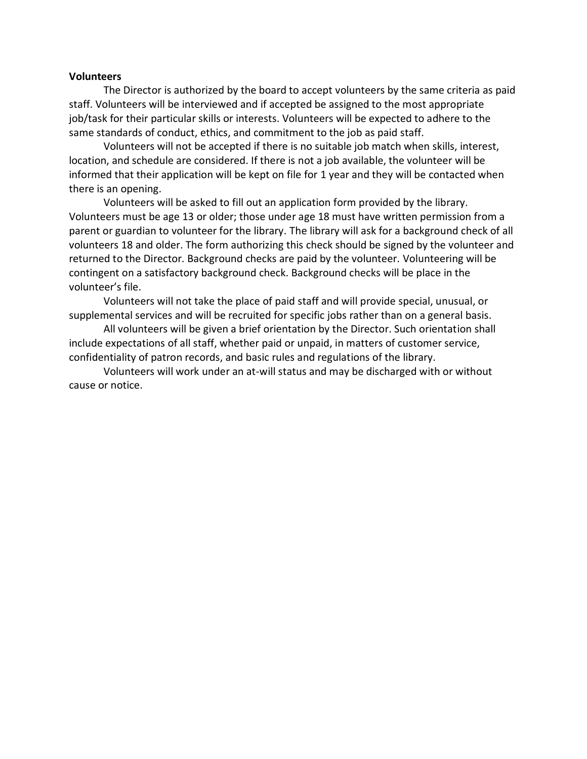**Volunteers**

The Director is authorized by the board to accept volunteers by the same criteria as paid staff. Volunteers will be interviewed and if accepted be assigned to the most appropriate job/task for their particular skills or interests. Volunteers will be expected to adhere to the same standards of conduct, ethics, and commitment to the job as paid staff.

Volunteers will not be accepted if there is no suitable job match when skills, interest, location, and schedule are considered. If there is not a job available, the volunteer will be informed that their application will be kept on file for 1 year and they will be contacted when there is an opening.

Volunteers will be asked to fill out an application form provided by the library. Volunteers must be age 13 or older; those under age 18 must have written permission from a parent or guardian to volunteer for the library. The library will ask for a background check of all volunteers 18 and older. The form authorizing this check should be signed by the volunteer and returned to the Director. Background checks are paid by the volunteer. Volunteering will be contingent on a satisfactory background check. Background checks will be place in the volunteer's file.

Volunteers will not take the place of paid staff and will provide special, unusual, or supplemental services and will be recruited for specific jobs rather than on a general basis.

All volunteers will be given a brief orientation by the Director. Such orientation shall include expectations of all staff, whether paid or unpaid, in matters of customer service, confidentiality of patron records, and basic rules and regulations of the library.

Volunteers will work under an at-will status and may be discharged with or without cause or notice.